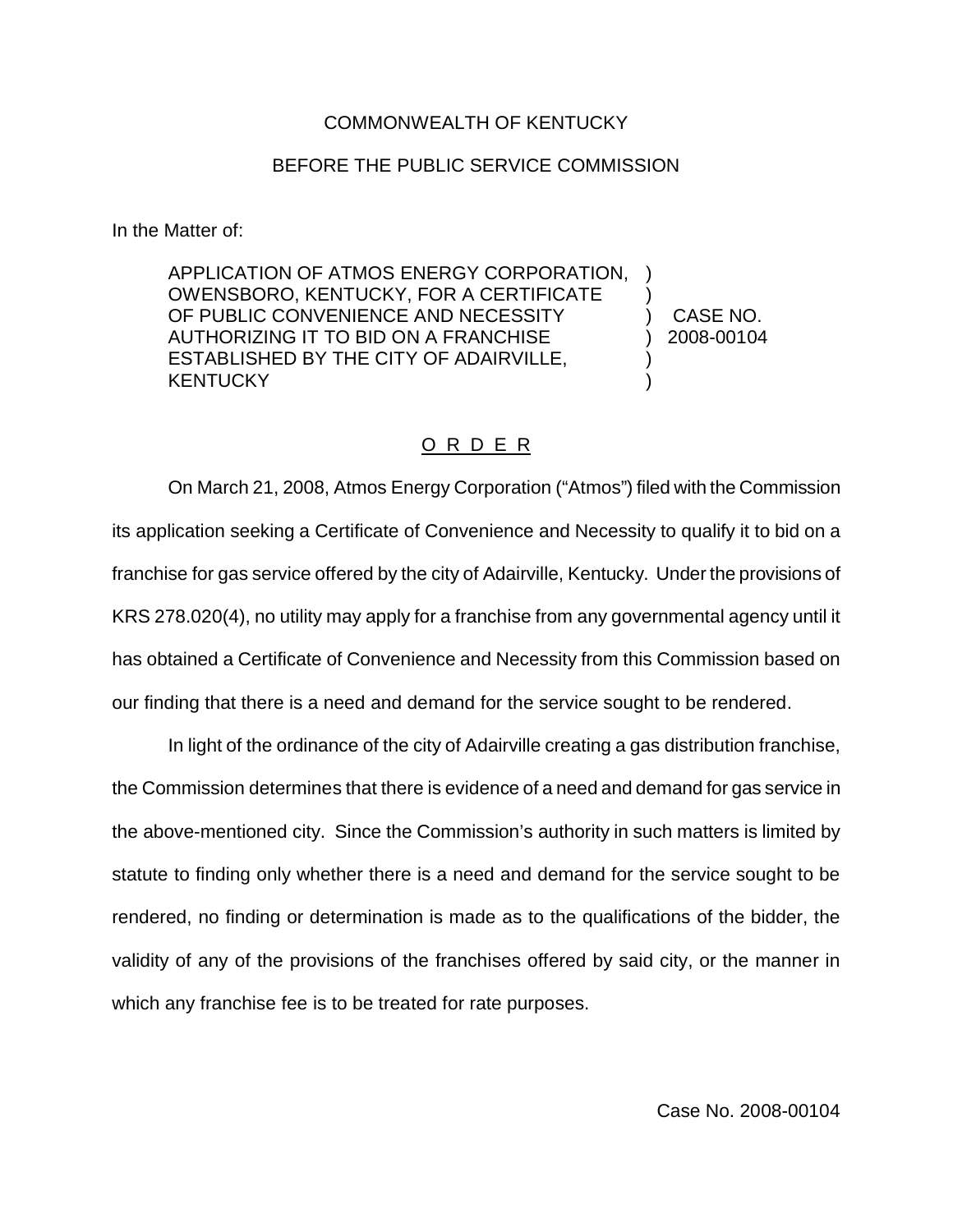COMMONWEALTH OF KENTUCKY

BEFORE THE PUBLIC SERVICE COMMISSION

In the Matter of:

| | | |
|---|---|---|
| APPLICATION OF ATMOS ENERGY CORPORATION, OWENSBORO, KENTUCKY, FOR A CERTIFICATE OF PUBLIC CONVENIENCE AND NECESSITY AUTHORIZING IT TO BID ON A FRANCHISE ESTABLISHED BY THE CITY OF ADAIRVILLE, KENTUCKY | ) ) ) ) ) ) | CASE NO. 2008-00104 |

## O R D E R

On March 21, 2008, Atmos Energy Corporation ("Atmos") filed with the Commission its application seeking a Certificate of Convenience and Necessity to qualify it to bid on a franchise for gas service offered by the city of Adairville, Kentucky. Under the provisions of KRS 278.020(4), no utility may apply for a franchise from any governmental agency until it has obtained a Certificate of Convenience and Necessity from this Commission based on our finding that there is a need and demand for the service sought to be rendered.

In light of the ordinance of the city of Adairville creating a gas distribution franchise, the Commission determines that there is evidence of a need and demand for gas service in the above-mentioned city. Since the Commission's authority in such matters is limited by statute to finding only whether there is a need and demand for the service sought to be rendered, no finding or determination is made as to the qualifications of the bidder, the validity of any of the provisions of the franchises offered by said city, or the manner in which any franchise fee is to be treated for rate purposes.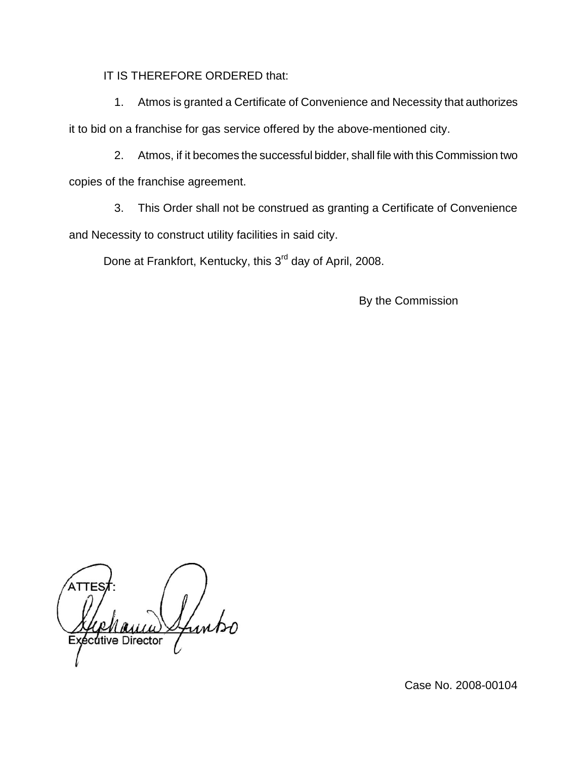IT IS THEREFORE ORDERED that:

1. Atmos is granted a Certificate of Convenience and Necessity that authorizes it to bid on a franchise for gas service offered by the above-mentioned city.

2. Atmos, if it becomes the successful bidder, shall file with this Commission two copies of the franchise agreement.

3. This Order shall not be construed as granting a Certificate of Convenience and Necessity to construct utility facilities in said city.

Done at Frankfort, Kentucky, this 3rd day of April, 2008.

By the Commission

ATTEST:

Executive Director

Case No. 2008-00104